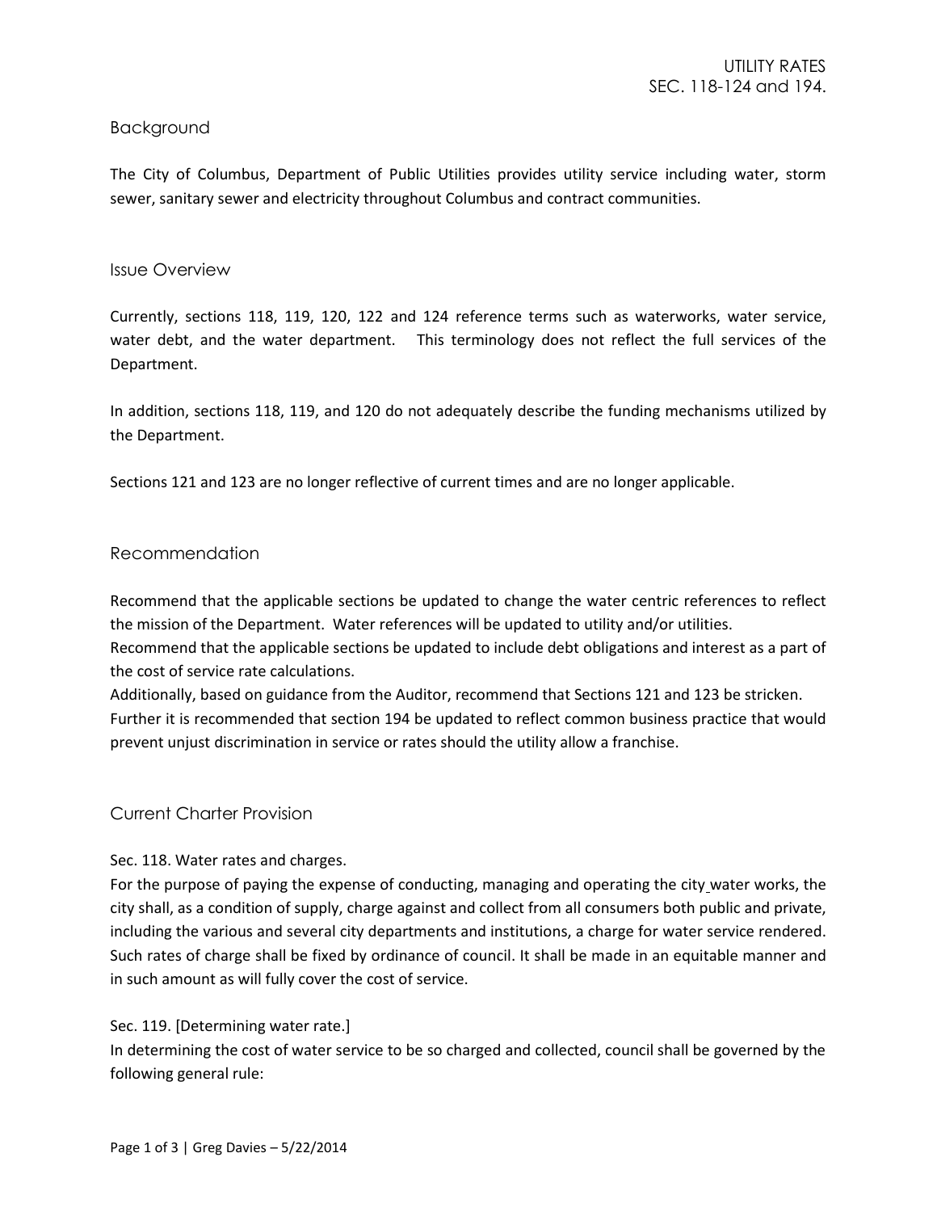UTILITY RATES
SEC. 118-124 and 194.

## Background

The City of Columbus, Department of Public Utilities provides utility service including water, storm sewer, sanitary sewer and electricity throughout Columbus and contract communities.

## Issue Overview

Currently, sections 118, 119, 120, 122 and 124 reference terms such as waterworks, water service, water debt, and the water department. This terminology does not reflect the full services of the Department.

In addition, sections 118, 119, and 120 do not adequately describe the funding mechanisms utilized by the Department.

Sections 121 and 123 are no longer reflective of current times and are no longer applicable.

## Recommendation

Recommend that the applicable sections be updated to change the water centric references to reflect the mission of the Department. Water references will be updated to utility and/or utilities.
Recommend that the applicable sections be updated to include debt obligations and interest as a part of the cost of service rate calculations.
Additionally, based on guidance from the Auditor, recommend that Sections 121 and 123 be stricken.
Further it is recommended that section 194 be updated to reflect common business practice that would prevent unjust discrimination in service or rates should the utility allow a franchise.

## Current Charter Provision

Sec. 118. Water rates and charges.
For the purpose of paying the expense of conducting, managing and operating the city water works, the city shall, as a condition of supply, charge against and collect from all consumers both public and private, including the various and several city departments and institutions, a charge for water service rendered. Such rates of charge shall be fixed by ordinance of council. It shall be made in an equitable manner and in such amount as will fully cover the cost of service.

Sec. 119. [Determining water rate.]
In determining the cost of water service to be so charged and collected, council shall be governed by the following general rule: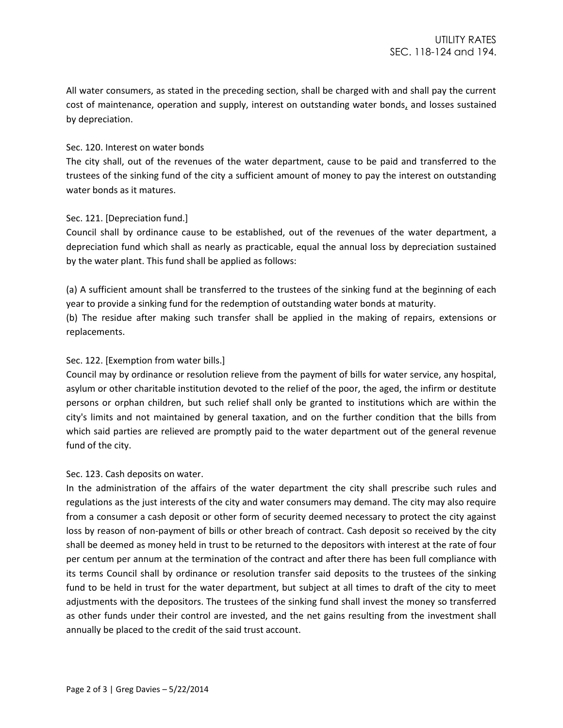All water consumers, as stated in the preceding section, shall be charged with and shall pay the current cost of maintenance, operation and supply, interest on outstanding water bonds, and losses sustained by depreciation.

Sec. 120. Interest on water bonds

The city shall, out of the revenues of the water department, cause to be paid and transferred to the trustees of the sinking fund of the city a sufficient amount of money to pay the interest on outstanding water bonds as it matures.

Sec. 121. [Depreciation fund.]

Council shall by ordinance cause to be established, out of the revenues of the water department, a depreciation fund which shall as nearly as practicable, equal the annual loss by depreciation sustained by the water plant. This fund shall be applied as follows:

(a) A sufficient amount shall be transferred to the trustees of the sinking fund at the beginning of each year to provide a sinking fund for the redemption of outstanding water bonds at maturity.
(b) The residue after making such transfer shall be applied in the making of repairs, extensions or replacements.

Sec. 122. [Exemption from water bills.]

Council may by ordinance or resolution relieve from the payment of bills for water service, any hospital, asylum or other charitable institution devoted to the relief of the poor, the aged, the infirm or destitute persons or orphan children, but such relief shall only be granted to institutions which are within the city's limits and not maintained by general taxation, and on the further condition that the bills from which said parties are relieved are promptly paid to the water department out of the general revenue fund of the city.

Sec. 123. Cash deposits on water.

In the administration of the affairs of the water department the city shall prescribe such rules and regulations as the just interests of the city and water consumers may demand. The city may also require from a consumer a cash deposit or other form of security deemed necessary to protect the city against loss by reason of non-payment of bills or other breach of contract. Cash deposit so received by the city shall be deemed as money held in trust to be returned to the depositors with interest at the rate of four per centum per annum at the termination of the contract and after there has been full compliance with its terms Council shall by ordinance or resolution transfer said deposits to the trustees of the sinking fund to be held in trust for the water department, but subject at all times to draft of the city to meet adjustments with the depositors. The trustees of the sinking fund shall invest the money so transferred as other funds under their control are invested, and the net gains resulting from the investment shall annually be placed to the credit of the said trust account.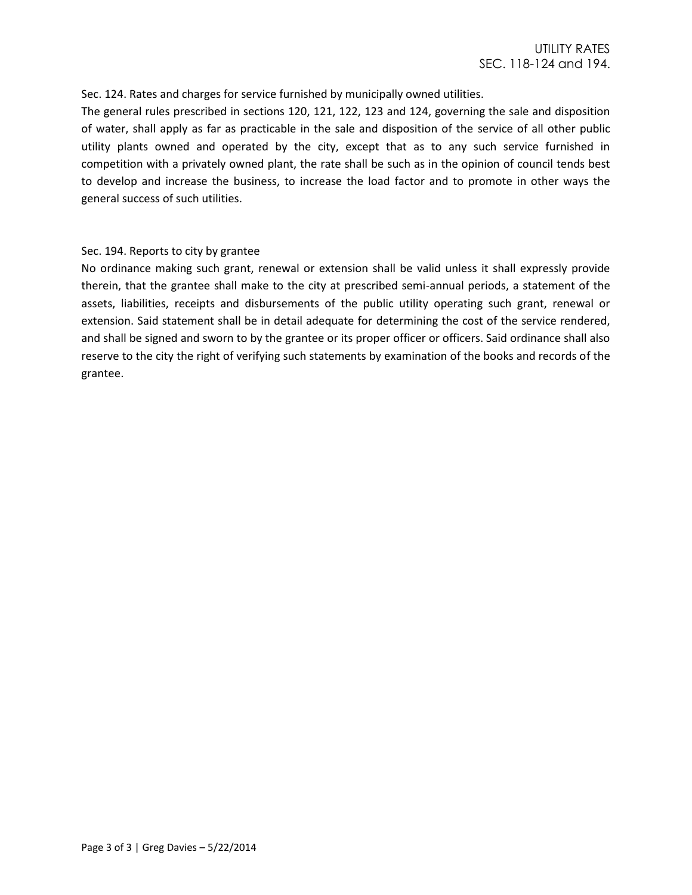Sec. 124. Rates and charges for service furnished by municipally owned utilities.

The general rules prescribed in sections 120, 121, 122, 123 and 124, governing the sale and disposition of water, shall apply as far as practicable in the sale and disposition of the service of all other public utility plants owned and operated by the city, except that as to any such service furnished in competition with a privately owned plant, the rate shall be such as in the opinion of council tends best to develop and increase the business, to increase the load factor and to promote in other ways the general success of such utilities.

Sec. 194. Reports to city by grantee

No ordinance making such grant, renewal or extension shall be valid unless it shall expressly provide therein, that the grantee shall make to the city at prescribed semi-annual periods, a statement of the assets, liabilities, receipts and disbursements of the public utility operating such grant, renewal or extension. Said statement shall be in detail adequate for determining the cost of the service rendered, and shall be signed and sworn to by the grantee or its proper officer or officers. Said ordinance shall also reserve to the city the right of verifying such statements by examination of the books and records of the grantee.